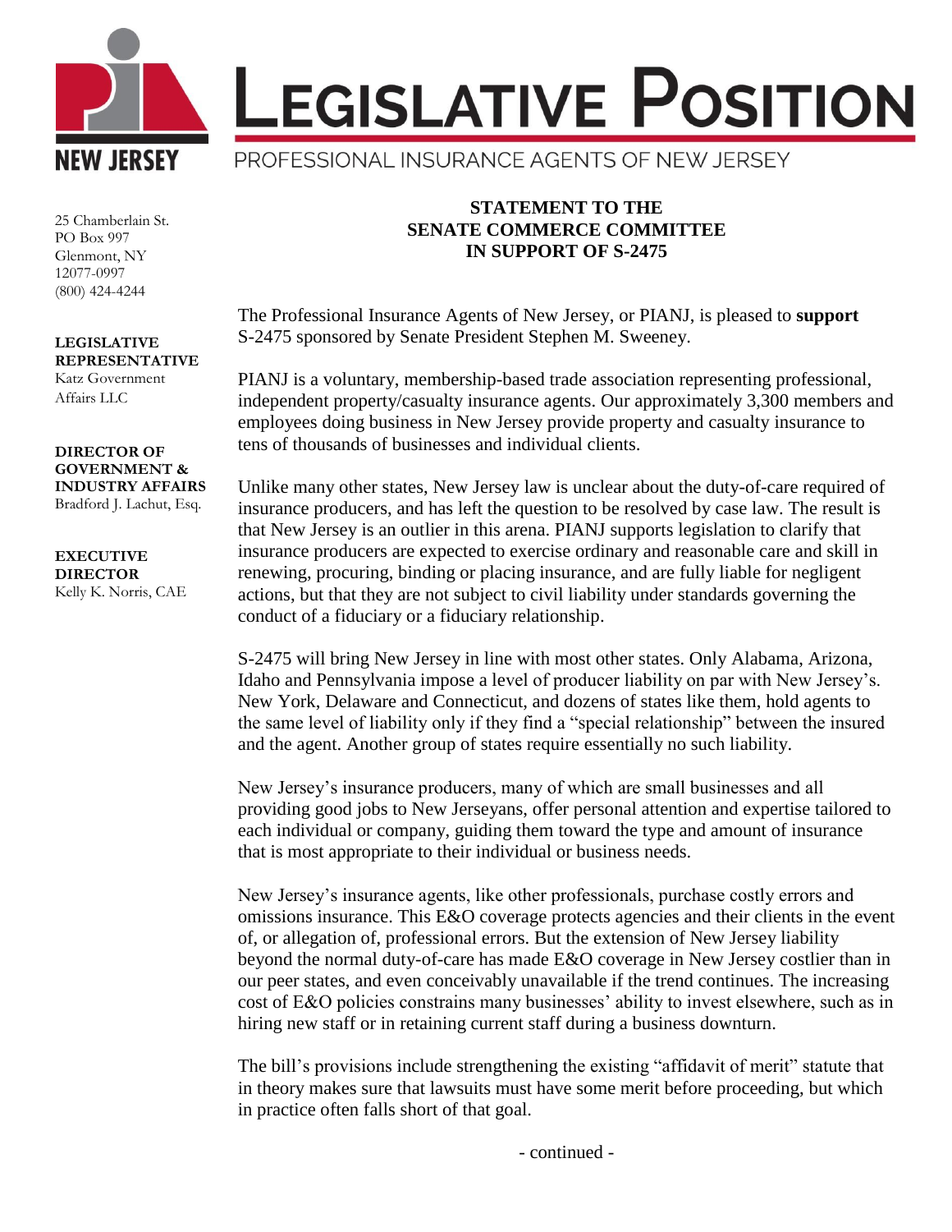# LEGISLATIVE POSITION

PROFESSIONAL INSURANCE AGENTS OF NEW JERSEY

25 Chamberlain St.
PO Box 997
Glenmont, NY
12077-0997
(800) 424-4244

**LEGISLATIVE REPRESENTATIVE**
Katz Government Affairs LLC

**DIRECTOR OF GOVERNMENT & INDUSTRY AFFAIRS**
Bradford J. Lachut, Esq.

**EXECUTIVE DIRECTOR**
Kelly K. Norris, CAE

**STATEMENT TO THE SENATE COMMERCE COMMITTEE IN SUPPORT OF S-2475**

The Professional Insurance Agents of New Jersey, or PIANJ, is pleased to **support** S-2475 sponsored by Senate President Stephen M. Sweeney.

PIANJ is a voluntary, membership-based trade association representing professional, independent property/casualty insurance agents. Our approximately 3,300 members and employees doing business in New Jersey provide property and casualty insurance to tens of thousands of businesses and individual clients.

Unlike many other states, New Jersey law is unclear about the duty-of-care required of insurance producers, and has left the question to be resolved by case law. The result is that New Jersey is an outlier in this arena. PIANJ supports legislation to clarify that insurance producers are expected to exercise ordinary and reasonable care and skill in renewing, procuring, binding or placing insurance, and are fully liable for negligent actions, but that they are not subject to civil liability under standards governing the conduct of a fiduciary or a fiduciary relationship.

S-2475 will bring New Jersey in line with most other states. Only Alabama, Arizona, Idaho and Pennsylvania impose a level of producer liability on par with New Jersey's. New York, Delaware and Connecticut, and dozens of states like them, hold agents to the same level of liability only if they find a "special relationship" between the insured and the agent. Another group of states require essentially no such liability.

New Jersey's insurance producers, many of which are small businesses and all providing good jobs to New Jerseyans, offer personal attention and expertise tailored to each individual or company, guiding them toward the type and amount of insurance that is most appropriate to their individual or business needs.

New Jersey's insurance agents, like other professionals, purchase costly errors and omissions insurance. This E&O coverage protects agencies and their clients in the event of, or allegation of, professional errors. But the extension of New Jersey liability beyond the normal duty-of-care has made E&O coverage in New Jersey costlier than in our peer states, and even conceivably unavailable if the trend continues. The increasing cost of E&O policies constrains many businesses' ability to invest elsewhere, such as in hiring new staff or in retaining current staff during a business downturn.

The bill's provisions include strengthening the existing "affidavit of merit" statute that in theory makes sure that lawsuits must have some merit before proceeding, but which in practice often falls short of that goal.

- continued -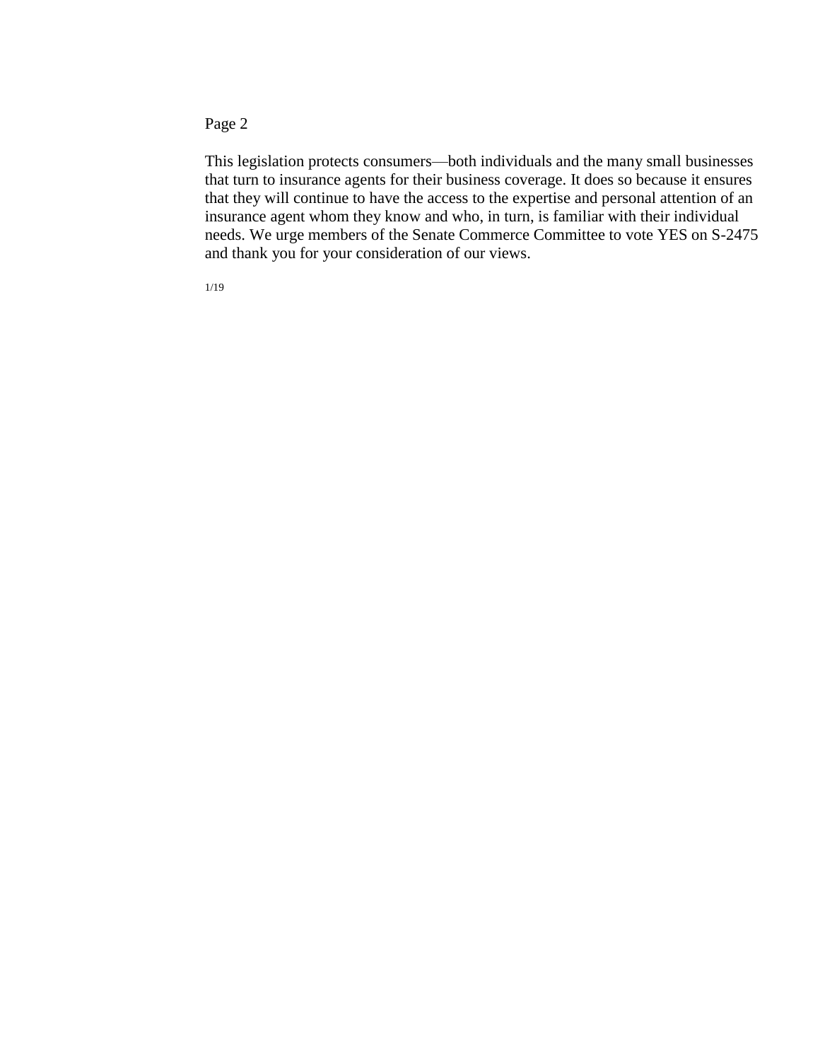This legislation protects consumers—both individuals and the many small businesses that turn to insurance agents for their business coverage. It does so because it ensures that they will continue to have the access to the expertise and personal attention of an insurance agent whom they know and who, in turn, is familiar with their individual needs. We urge members of the Senate Commerce Committee to vote YES on S-2475 and thank you for your consideration of our views.

1/19